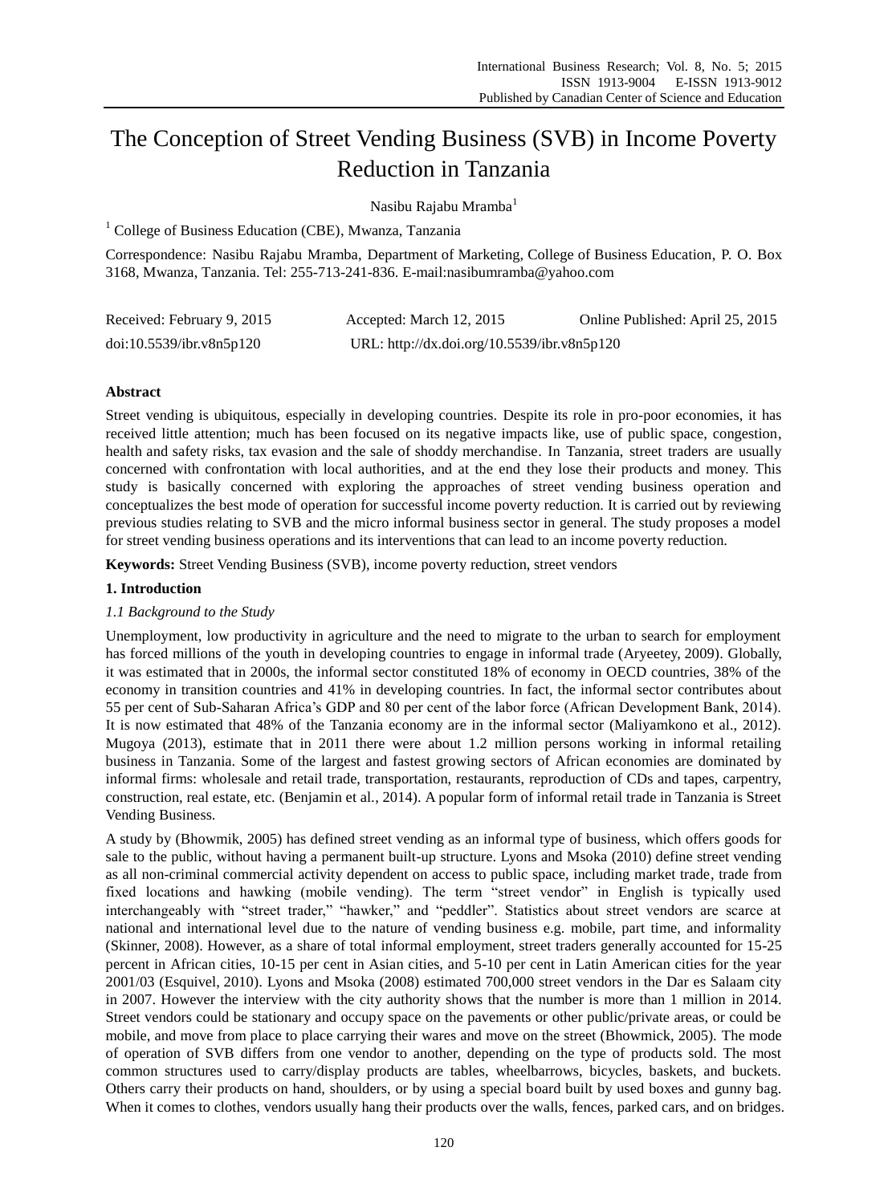# The Conception of Street Vending Business (SVB) in Income Poverty Reduction in Tanzania

Nasibu Rajabu Mramba[1]

[1] College of Business Education (CBE), Mwanza, Tanzania

Correspondence: Nasibu Rajabu Mramba, Department of Marketing, College of Business Education, P. O. Box 3168, Mwanza, Tanzania. Tel: 255-713-241-836. E-mail:nasibumramba@yahoo.com

Received: February 9, 2015 Accepted: March 12, 2015 Online Published: April 25, 2015

doi:10.5539/ibr.v8n5p120 URL: http://dx.doi.org/10.5539/ibr.v8n5p120

## Abstract

Street vending is ubiquitous, especially in developing countries. Despite its role in pro-poor economies, it has received little attention; much has been focused on its negative impacts like, use of public space, congestion, health and safety risks, tax evasion and the sale of shoddy merchandise. In Tanzania, street traders are usually concerned with confrontation with local authorities, and at the end they lose their products and money. This study is basically concerned with exploring the approaches of street vending business operation and conceptualizes the best mode of operation for successful income poverty reduction. It is carried out by reviewing previous studies relating to SVB and the micro informal business sector in general. The study proposes a model for street vending business operations and its interventions that can lead to an income poverty reduction.

**Keywords:** Street Vending Business (SVB), income poverty reduction, street vendors

## 1. Introduction

### *1.1 Background to the Study*

Unemployment, low productivity in agriculture and the need to migrate to the urban to search for employment has forced millions of the youth in developing countries to engage in informal trade (Aryeetey, 2009). Globally, it was estimated that in 2000s, the informal sector constituted 18% of economy in OECD countries, 38% of the economy in transition countries and 41% in developing countries. In fact, the informal sector contributes about 55 per cent of Sub-Saharan Africa's GDP and 80 per cent of the labor force (African Development Bank, 2014). It is now estimated that 48% of the Tanzania economy are in the informal sector (Maliyamkono et al., 2012). Mugoya (2013), estimate that in 2011 there were about 1.2 million persons working in informal retailing business in Tanzania. Some of the largest and fastest growing sectors of African economies are dominated by informal firms: wholesale and retail trade, transportation, restaurants, reproduction of CDs and tapes, carpentry, construction, real estate, etc. (Benjamin et al., 2014). A popular form of informal retail trade in Tanzania is Street Vending Business.

A study by (Bhowmik, 2005) has defined street vending as an informal type of business, which offers goods for sale to the public, without having a permanent built-up structure. Lyons and Msoka (2010) define street vending as all non-criminal commercial activity dependent on access to public space, including market trade, trade from fixed locations and hawking (mobile vending). The term "street vendor" in English is typically used interchangeably with "street trader," "hawker," and "peddler". Statistics about street vendors are scarce at national and international level due to the nature of vending business e.g. mobile, part time, and informality (Skinner, 2008). However, as a share of total informal employment, street traders generally accounted for 15-25 percent in African cities, 10-15 per cent in Asian cities, and 5-10 per cent in Latin American cities for the year 2001/03 (Esquivel, 2010). Lyons and Msoka (2008) estimated 700,000 street vendors in the Dar es Salaam city in 2007. However the interview with the city authority shows that the number is more than 1 million in 2014. Street vendors could be stationary and occupy space on the pavements or other public/private areas, or could be mobile, and move from place to place carrying their wares and move on the street (Bhowmick, 2005). The mode of operation of SVB differs from one vendor to another, depending on the type of products sold. The most common structures used to carry/display products are tables, wheelbarrows, bicycles, baskets, and buckets. Others carry their products on hand, shoulders, or by using a special board built by used boxes and gunny bag. When it comes to clothes, vendors usually hang their products over the walls, fences, parked cars, and on bridges.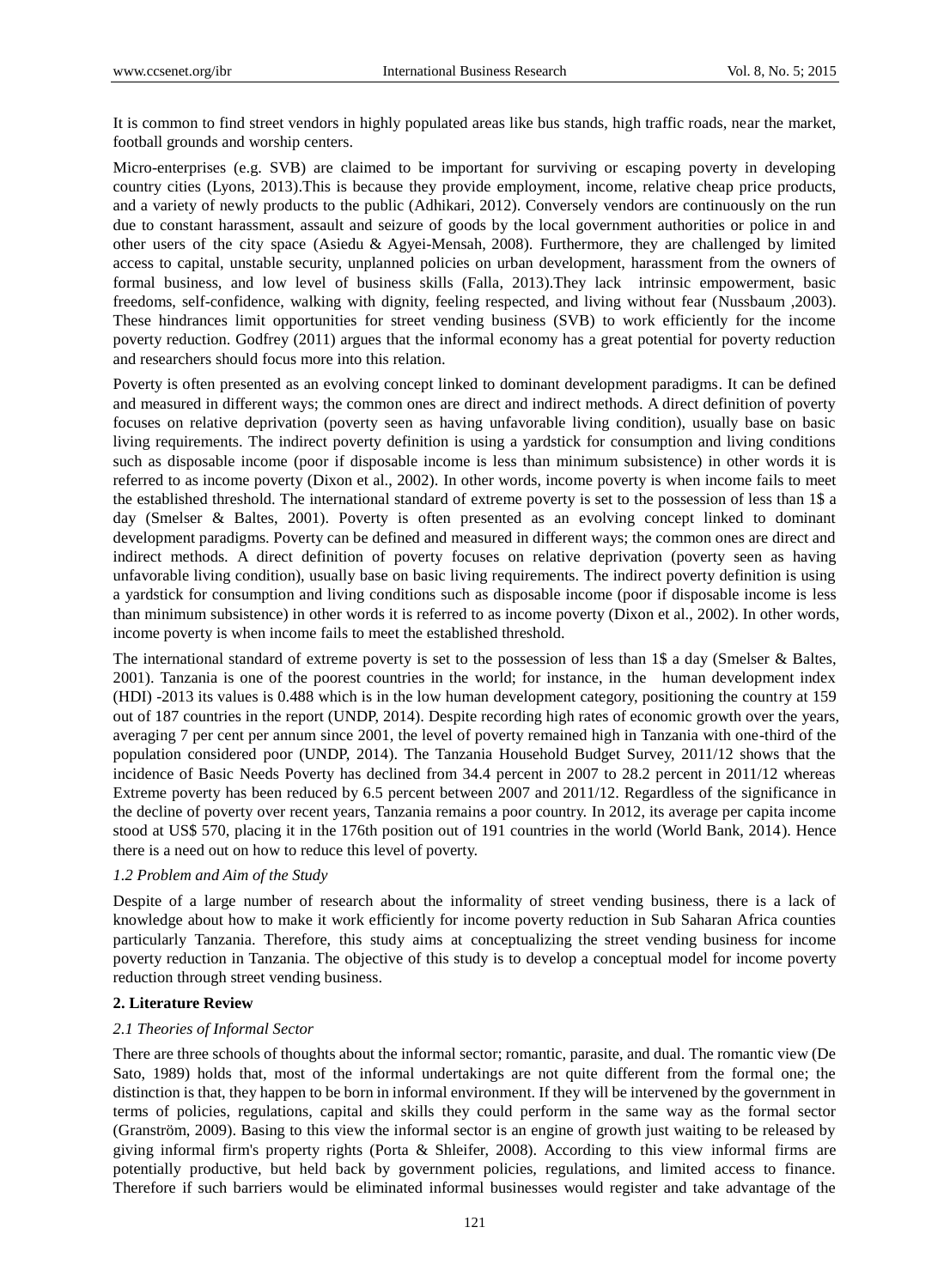It is common to find street vendors in highly populated areas like bus stands, high traffic roads, near the market, football grounds and worship centers.

Micro-enterprises (e.g. SVB) are claimed to be important for surviving or escaping poverty in developing country cities (Lyons, 2013).This is because they provide employment, income, relative cheap price products, and a variety of newly products to the public (Adhikari, 2012). Conversely vendors are continuously on the run due to constant harassment, assault and seizure of goods by the local government authorities or police in and other users of the city space (Asiedu & Agyei-Mensah, 2008). Furthermore, they are challenged by limited access to capital, unstable security, unplanned policies on urban development, harassment from the owners of formal business, and low level of business skills (Falla, 2013).They lack intrinsic empowerment, basic freedoms, self-confidence, walking with dignity, feeling respected, and living without fear (Nussbaum ,2003). These hindrances limit opportunities for street vending business (SVB) to work efficiently for the income poverty reduction. Godfrey (2011) argues that the informal economy has a great potential for poverty reduction and researchers should focus more into this relation.

Poverty is often presented as an evolving concept linked to dominant development paradigms. It can be defined and measured in different ways; the common ones are direct and indirect methods. A direct definition of poverty focuses on relative deprivation (poverty seen as having unfavorable living condition), usually base on basic living requirements. The indirect poverty definition is using a yardstick for consumption and living conditions such as disposable income (poor if disposable income is less than minimum subsistence) in other words it is referred to as income poverty (Dixon et al., 2002). In other words, income poverty is when income fails to meet the established threshold. The international standard of extreme poverty is set to the possession of less than 1$ a day (Smelser & Baltes, 2001). Poverty is often presented as an evolving concept linked to dominant development paradigms. Poverty can be defined and measured in different ways; the common ones are direct and indirect methods. A direct definition of poverty focuses on relative deprivation (poverty seen as having unfavorable living condition), usually base on basic living requirements. The indirect poverty definition is using a yardstick for consumption and living conditions such as disposable income (poor if disposable income is less than minimum subsistence) in other words it is referred to as income poverty (Dixon et al., 2002). In other words, income poverty is when income fails to meet the established threshold.

The international standard of extreme poverty is set to the possession of less than 1$ a day (Smelser & Baltes, 2001). Tanzania is one of the poorest countries in the world; for instance, in the human development index (HDI) -2013 its values is 0.488 which is in the low human development category, positioning the country at 159 out of 187 countries in the report (UNDP, 2014). Despite recording high rates of economic growth over the years, averaging 7 per cent per annum since 2001, the level of poverty remained high in Tanzania with one-third of the population considered poor (UNDP, 2014). The Tanzania Household Budget Survey, 2011/12 shows that the incidence of Basic Needs Poverty has declined from 34.4 percent in 2007 to 28.2 percent in 2011/12 whereas Extreme poverty has been reduced by 6.5 percent between 2007 and 2011/12. Regardless of the significance in the decline of poverty over recent years, Tanzania remains a poor country. In 2012, its average per capita income stood at US$ 570, placing it in the 176th position out of 191 countries in the world (World Bank, 2014). Hence there is a need out on how to reduce this level of poverty.

### *1.2 Problem and Aim of the Study*

Despite of a large number of research about the informality of street vending business, there is a lack of knowledge about how to make it work efficiently for income poverty reduction in Sub Saharan Africa counties particularly Tanzania. Therefore, this study aims at conceptualizing the street vending business for income poverty reduction in Tanzania. The objective of this study is to develop a conceptual model for income poverty reduction through street vending business.

## **2. Literature Review**

### *2.1 Theories of Informal Sector*

There are three schools of thoughts about the informal sector; romantic, parasite, and dual. The romantic view (De Sato, 1989) holds that, most of the informal undertakings are not quite different from the formal one; the distinction is that, they happen to be born in informal environment. If they will be intervened by the government in terms of policies, regulations, capital and skills they could perform in the same way as the formal sector (Granström, 2009). Basing to this view the informal sector is an engine of growth just waiting to be released by giving informal firm's property rights (Porta & Shleifer, 2008). According to this view informal firms are potentially productive, but held back by government policies, regulations, and limited access to finance. Therefore if such barriers would be eliminated informal businesses would register and take advantage of the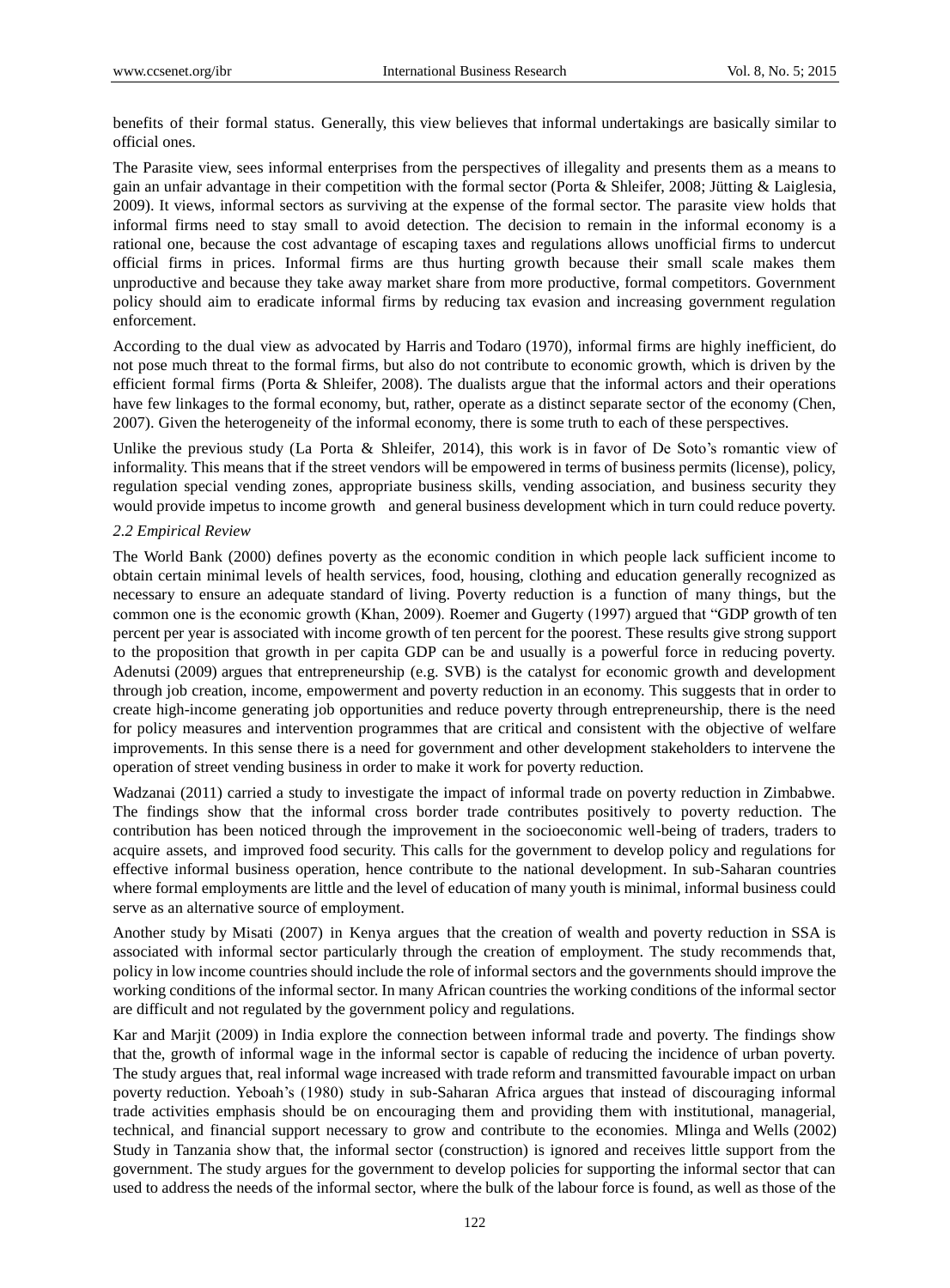benefits of their formal status. Generally, this view believes that informal undertakings are basically similar to official ones.

The Parasite view, sees informal enterprises from the perspectives of illegality and presents them as a means to gain an unfair advantage in their competition with the formal sector (Porta & Shleifer, 2008; Jütting & Laiglesia, 2009). It views, informal sectors as surviving at the expense of the formal sector. The parasite view holds that informal firms need to stay small to avoid detection. The decision to remain in the informal economy is a rational one, because the cost advantage of escaping taxes and regulations allows unofficial firms to undercut official firms in prices. Informal firms are thus hurting growth because their small scale makes them unproductive and because they take away market share from more productive, formal competitors. Government policy should aim to eradicate informal firms by reducing tax evasion and increasing government regulation enforcement.

According to the dual view as advocated by Harris and Todaro (1970), informal firms are highly inefficient, do not pose much threat to the formal firms, but also do not contribute to economic growth, which is driven by the efficient formal firms (Porta & Shleifer, 2008). The dualists argue that the informal actors and their operations have few linkages to the formal economy, but, rather, operate as a distinct separate sector of the economy (Chen, 2007). Given the heterogeneity of the informal economy, there is some truth to each of these perspectives.

Unlike the previous study (La Porta & Shleifer, 2014), this work is in favor of De Soto's romantic view of informality. This means that if the street vendors will be empowered in terms of business permits (license), policy, regulation special vending zones, appropriate business skills, vending association, and business security they would provide impetus to income growth and general business development which in turn could reduce poverty.

### *2.2 Empirical Review*

The World Bank (2000) defines poverty as the economic condition in which people lack sufficient income to obtain certain minimal levels of health services, food, housing, clothing and education generally recognized as necessary to ensure an adequate standard of living. Poverty reduction is a function of many things, but the common one is the economic growth (Khan, 2009). Roemer and Gugerty (1997) argued that "GDP growth of ten percent per year is associated with income growth of ten percent for the poorest. These results give strong support to the proposition that growth in per capita GDP can be and usually is a powerful force in reducing poverty. Adenutsi (2009) argues that entrepreneurship (e.g. SVB) is the catalyst for economic growth and development through job creation, income, empowerment and poverty reduction in an economy. This suggests that in order to create high-income generating job opportunities and reduce poverty through entrepreneurship, there is the need for policy measures and intervention programmes that are critical and consistent with the objective of welfare improvements. In this sense there is a need for government and other development stakeholders to intervene the operation of street vending business in order to make it work for poverty reduction.

Wadzanai (2011) carried a study to investigate the impact of informal trade on poverty reduction in Zimbabwe. The findings show that the informal cross border trade contributes positively to poverty reduction. The contribution has been noticed through the improvement in the socioeconomic well-being of traders, traders to acquire assets, and improved food security. This calls for the government to develop policy and regulations for effective informal business operation, hence contribute to the national development. In sub-Saharan countries where formal employments are little and the level of education of many youth is minimal, informal business could serve as an alternative source of employment.

Another study by Misati (2007) in Kenya argues that the creation of wealth and poverty reduction in SSA is associated with informal sector particularly through the creation of employment. The study recommends that, policy in low income countries should include the role of informal sectors and the governments should improve the working conditions of the informal sector. In many African countries the working conditions of the informal sector are difficult and not regulated by the government policy and regulations.

Kar and Marjit (2009) in India explore the connection between informal trade and poverty. The findings show that the, growth of informal wage in the informal sector is capable of reducing the incidence of urban poverty. The study argues that, real informal wage increased with trade reform and transmitted favourable impact on urban poverty reduction. Yeboah's (1980) study in sub-Saharan Africa argues that instead of discouraging informal trade activities emphasis should be on encouraging them and providing them with institutional, managerial, technical, and financial support necessary to grow and contribute to the economies. Mlinga and Wells (2002) Study in Tanzania show that, the informal sector (construction) is ignored and receives little support from the government. The study argues for the government to develop policies for supporting the informal sector that can used to address the needs of the informal sector, where the bulk of the labour force is found, as well as those of the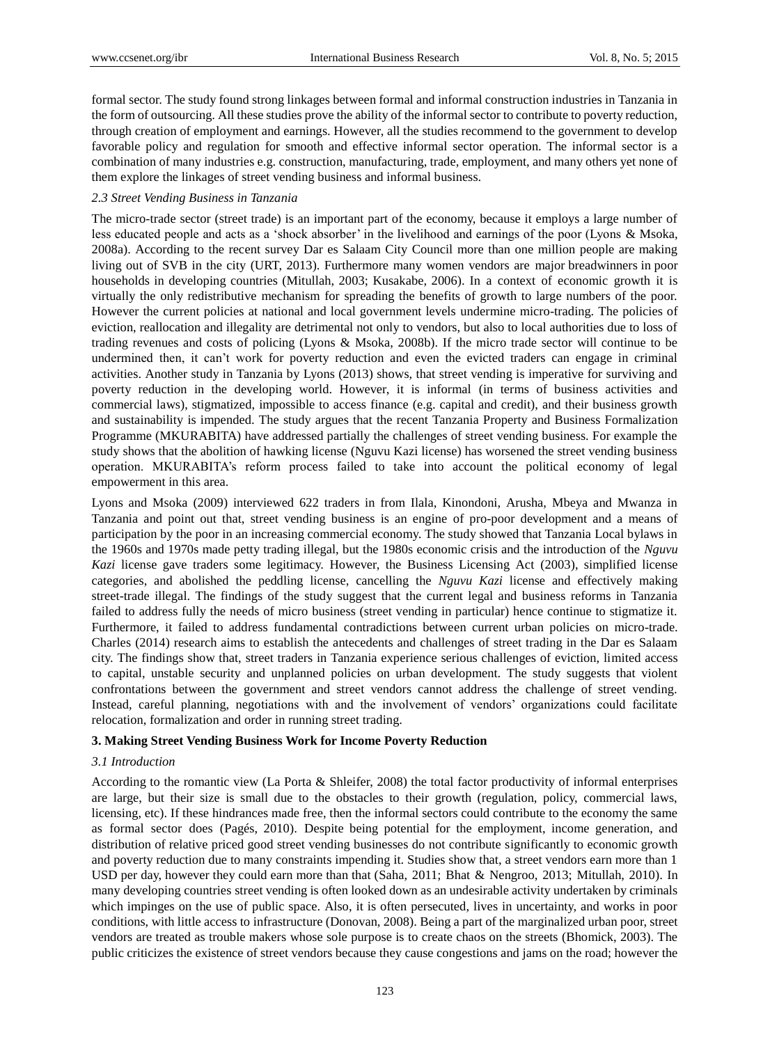formal sector. The study found strong linkages between formal and informal construction industries in Tanzania in the form of outsourcing. All these studies prove the ability of the informal sector to contribute to poverty reduction, through creation of employment and earnings. However, all the studies recommend to the government to develop favorable policy and regulation for smooth and effective informal sector operation. The informal sector is a combination of many industries e.g. construction, manufacturing, trade, employment, and many others yet none of them explore the linkages of street vending business and informal business.

### *2.3 Street Vending Business in Tanzania*

The micro-trade sector (street trade) is an important part of the economy, because it employs a large number of less educated people and acts as a 'shock absorber' in the livelihood and earnings of the poor (Lyons & Msoka, 2008a). According to the recent survey Dar es Salaam City Council more than one million people are making living out of SVB in the city (URT, 2013). Furthermore many women vendors are major breadwinners in poor households in developing countries (Mitullah, 2003; Kusakabe, 2006). In a context of economic growth it is virtually the only redistributive mechanism for spreading the benefits of growth to large numbers of the poor. However the current policies at national and local government levels undermine micro-trading. The policies of eviction, reallocation and illegality are detrimental not only to vendors, but also to local authorities due to loss of trading revenues and costs of policing (Lyons & Msoka, 2008b). If the micro trade sector will continue to be undermined then, it can't work for poverty reduction and even the evicted traders can engage in criminal activities. Another study in Tanzania by Lyons (2013) shows, that street vending is imperative for surviving and poverty reduction in the developing world. However, it is informal (in terms of business activities and commercial laws), stigmatized, impossible to access finance (e.g. capital and credit), and their business growth and sustainability is impended. The study argues that the recent Tanzania Property and Business Formalization Programme (MKURABITA) have addressed partially the challenges of street vending business. For example the study shows that the abolition of hawking license (Nguvu Kazi license) has worsened the street vending business operation. MKURABITA's reform process failed to take into account the political economy of legal empowerment in this area.

Lyons and Msoka (2009) interviewed 622 traders in from Ilala, Kinondoni, Arusha, Mbeya and Mwanza in Tanzania and point out that, street vending business is an engine of pro-poor development and a means of participation by the poor in an increasing commercial economy. The study showed that Tanzania Local bylaws in the 1960s and 1970s made petty trading illegal, but the 1980s economic crisis and the introduction of the *Nguvu Kazi* license gave traders some legitimacy. However, the Business Licensing Act (2003), simplified license categories, and abolished the peddling license, cancelling the *Nguvu Kazi* license and effectively making street-trade illegal. The findings of the study suggest that the current legal and business reforms in Tanzania failed to address fully the needs of micro business (street vending in particular) hence continue to stigmatize it. Furthermore, it failed to address fundamental contradictions between current urban policies on micro-trade. Charles (2014) research aims to establish the antecedents and challenges of street trading in the Dar es Salaam city. The findings show that, street traders in Tanzania experience serious challenges of eviction, limited access to capital, unstable security and unplanned policies on urban development. The study suggests that violent confrontations between the government and street vendors cannot address the challenge of street vending. Instead, careful planning, negotiations with and the involvement of vendors' organizations could facilitate relocation, formalization and order in running street trading.

## 3. Making Street Vending Business Work for Income Poverty Reduction

### *3.1 Introduction*

According to the romantic view (La Porta & Shleifer, 2008) the total factor productivity of informal enterprises are large, but their size is small due to the obstacles to their growth (regulation, policy, commercial laws, licensing, etc). If these hindrances made free, then the informal sectors could contribute to the economy the same as formal sector does (Pagés, 2010). Despite being potential for the employment, income generation, and distribution of relative priced good street vending businesses do not contribute significantly to economic growth and poverty reduction due to many constraints impending it. Studies show that, a street vendors earn more than 1 USD per day, however they could earn more than that (Saha, 2011; Bhat & Nengroo, 2013; Mitullah, 2010). In many developing countries street vending is often looked down as an undesirable activity undertaken by criminals which impinges on the use of public space. Also, it is often persecuted, lives in uncertainty, and works in poor conditions, with little access to infrastructure (Donovan, 2008). Being a part of the marginalized urban poor, street vendors are treated as trouble makers whose sole purpose is to create chaos on the streets (Bhomick, 2003). The public criticizes the existence of street vendors because they cause congestions and jams on the road; however the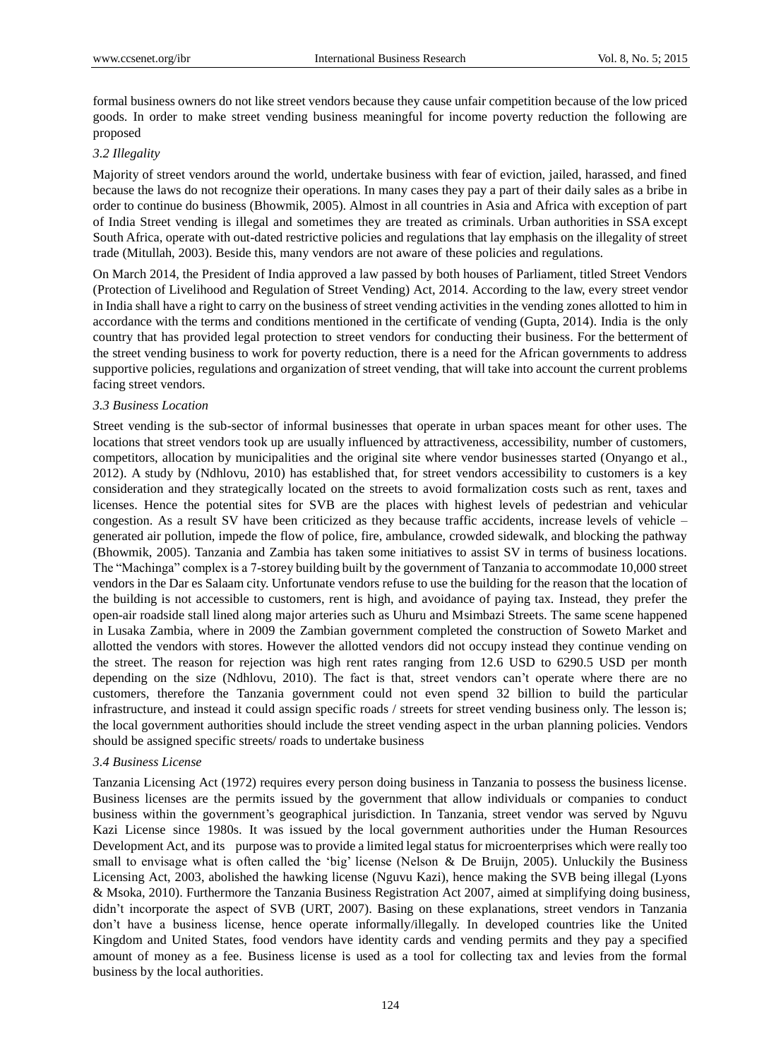formal business owners do not like street vendors because they cause unfair competition because of the low priced goods. In order to make street vending business meaningful for income poverty reduction the following are proposed

### *3.2 Illegality*

Majority of street vendors around the world, undertake business with fear of eviction, jailed, harassed, and fined because the laws do not recognize their operations. In many cases they pay a part of their daily sales as a bribe in order to continue do business (Bhowmik, 2005). Almost in all countries in Asia and Africa with exception of part of India Street vending is illegal and sometimes they are treated as criminals. Urban authorities in SSA except South Africa, operate with out-dated restrictive policies and regulations that lay emphasis on the illegality of street trade (Mitullah, 2003). Beside this, many vendors are not aware of these policies and regulations.

On March 2014, the President of India approved a law passed by both houses of Parliament, titled Street Vendors (Protection of Livelihood and Regulation of Street Vending) Act, 2014. According to the law, every street vendor in India shall have a right to carry on the business of street vending activities in the vending zones allotted to him in accordance with the terms and conditions mentioned in the certificate of vending (Gupta, 2014). India is the only country that has provided legal protection to street vendors for conducting their business. For the betterment of the street vending business to work for poverty reduction, there is a need for the African governments to address supportive policies, regulations and organization of street vending, that will take into account the current problems facing street vendors.

### *3.3 Business Location*

Street vending is the sub-sector of informal businesses that operate in urban spaces meant for other uses. The locations that street vendors took up are usually influenced by attractiveness, accessibility, number of customers, competitors, allocation by municipalities and the original site where vendor businesses started (Onyango et al., 2012). A study by (Ndhlovu, 2010) has established that, for street vendors accessibility to customers is a key consideration and they strategically located on the streets to avoid formalization costs such as rent, taxes and licenses. Hence the potential sites for SVB are the places with highest levels of pedestrian and vehicular congestion. As a result SV have been criticized as they because traffic accidents, increase levels of vehicle – generated air pollution, impede the flow of police, fire, ambulance, crowded sidewalk, and blocking the pathway (Bhowmik, 2005). Tanzania and Zambia has taken some initiatives to assist SV in terms of business locations. The "Machinga" complex is a 7-storey building built by the government of Tanzania to accommodate 10,000 street vendors in the Dar es Salaam city. Unfortunate vendors refuse to use the building for the reason that the location of the building is not accessible to customers, rent is high, and avoidance of paying tax. Instead, they prefer the open-air roadside stall lined along major arteries such as Uhuru and Msimbazi Streets. The same scene happened in Lusaka Zambia, where in 2009 the Zambian government completed the construction of Soweto Market and allotted the vendors with stores. However the allotted vendors did not occupy instead they continue vending on the street. The reason for rejection was high rent rates ranging from 12.6 USD to 6290.5 USD per month depending on the size (Ndhlovu, 2010). The fact is that, street vendors can't operate where there are no customers, therefore the Tanzania government could not even spend 32 billion to build the particular infrastructure, and instead it could assign specific roads / streets for street vending business only. The lesson is; the local government authorities should include the street vending aspect in the urban planning policies. Vendors should be assigned specific streets/ roads to undertake business

### *3.4 Business License*

Tanzania Licensing Act (1972) requires every person doing business in Tanzania to possess the business license. Business licenses are the permits issued by the government that allow individuals or companies to conduct business within the government's geographical jurisdiction. In Tanzania, street vendor was served by Nguvu Kazi License since 1980s. It was issued by the local government authorities under the Human Resources Development Act, and its purpose was to provide a limited legal status for microenterprises which were really too small to envisage what is often called the 'big' license (Nelson & De Bruijn, 2005). Unluckily the Business Licensing Act, 2003, abolished the hawking license (Nguvu Kazi), hence making the SVB being illegal (Lyons & Msoka, 2010). Furthermore the Tanzania Business Registration Act 2007, aimed at simplifying doing business, didn't incorporate the aspect of SVB (URT, 2007). Basing on these explanations, street vendors in Tanzania don't have a business license, hence operate informally/illegally. In developed countries like the United Kingdom and United States, food vendors have identity cards and vending permits and they pay a specified amount of money as a fee. Business license is used as a tool for collecting tax and levies from the formal business by the local authorities.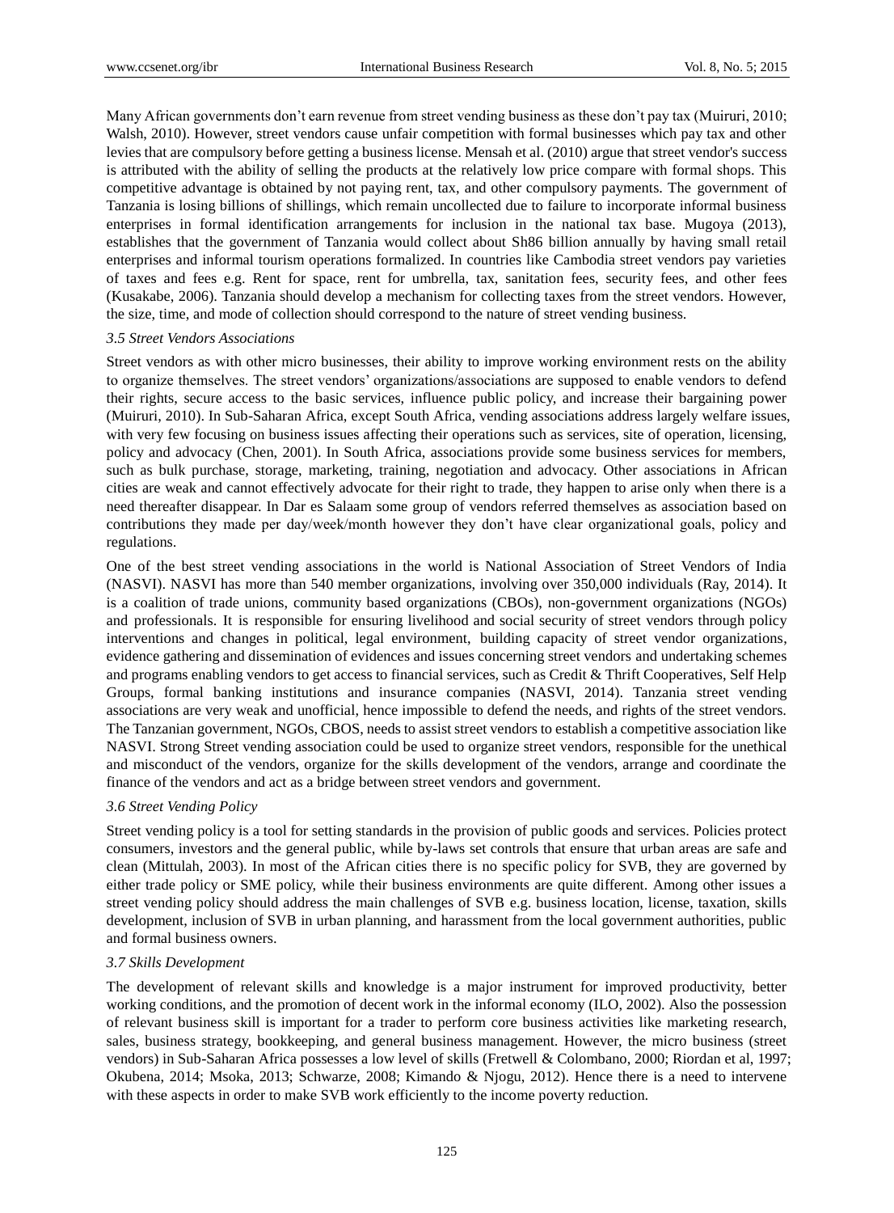Many African governments don't earn revenue from street vending business as these don't pay tax (Muiruri, 2010; Walsh, 2010). However, street vendors cause unfair competition with formal businesses which pay tax and other levies that are compulsory before getting a business license. Mensah et al. (2010) argue that street vendor's success is attributed with the ability of selling the products at the relatively low price compare with formal shops. This competitive advantage is obtained by not paying rent, tax, and other compulsory payments. The government of Tanzania is losing billions of shillings, which remain uncollected due to failure to incorporate informal business enterprises in formal identification arrangements for inclusion in the national tax base. Mugoya (2013), establishes that the government of Tanzania would collect about Sh86 billion annually by having small retail enterprises and informal tourism operations formalized. In countries like Cambodia street vendors pay varieties of taxes and fees e.g. Rent for space, rent for umbrella, tax, sanitation fees, security fees, and other fees (Kusakabe, 2006). Tanzania should develop a mechanism for collecting taxes from the street vendors. However, the size, time, and mode of collection should correspond to the nature of street vending business.

### *3.5 Street Vendors Associations*

Street vendors as with other micro businesses, their ability to improve working environment rests on the ability to organize themselves. The street vendors' organizations/associations are supposed to enable vendors to defend their rights, secure access to the basic services, influence public policy, and increase their bargaining power (Muiruri, 2010). In Sub-Saharan Africa, except South Africa, vending associations address largely welfare issues, with very few focusing on business issues affecting their operations such as services, site of operation, licensing, policy and advocacy (Chen, 2001). In South Africa, associations provide some business services for members, such as bulk purchase, storage, marketing, training, negotiation and advocacy. Other associations in African cities are weak and cannot effectively advocate for their right to trade, they happen to arise only when there is a need thereafter disappear. In Dar es Salaam some group of vendors referred themselves as association based on contributions they made per day/week/month however they don't have clear organizational goals, policy and regulations.

One of the best street vending associations in the world is National Association of Street Vendors of India (NASVI). NASVI has more than 540 member organizations, involving over 350,000 individuals (Ray, 2014). It is a coalition of trade unions, community based organizations (CBOs), non-government organizations (NGOs) and professionals. It is responsible for ensuring livelihood and social security of street vendors through policy interventions and changes in political, legal environment, building capacity of street vendor organizations, evidence gathering and dissemination of evidences and issues concerning street vendors and undertaking schemes and programs enabling vendors to get access to financial services, such as Credit & Thrift Cooperatives, Self Help Groups, formal banking institutions and insurance companies (NASVI, 2014). Tanzania street vending associations are very weak and unofficial, hence impossible to defend the needs, and rights of the street vendors. The Tanzanian government, NGOs, CBOS, needs to assist street vendors to establish a competitive association like NASVI. Strong Street vending association could be used to organize street vendors, responsible for the unethical and misconduct of the vendors, organize for the skills development of the vendors, arrange and coordinate the finance of the vendors and act as a bridge between street vendors and government.

### *3.6 Street Vending Policy*

Street vending policy is a tool for setting standards in the provision of public goods and services. Policies protect consumers, investors and the general public, while by-laws set controls that ensure that urban areas are safe and clean (Mittulah, 2003). In most of the African cities there is no specific policy for SVB, they are governed by either trade policy or SME policy, while their business environments are quite different. Among other issues a street vending policy should address the main challenges of SVB e.g. business location, license, taxation, skills development, inclusion of SVB in urban planning, and harassment from the local government authorities, public and formal business owners.

### *3.7 Skills Development*

The development of relevant skills and knowledge is a major instrument for improved productivity, better working conditions, and the promotion of decent work in the informal economy (ILO, 2002). Also the possession of relevant business skill is important for a trader to perform core business activities like marketing research, sales, business strategy, bookkeeping, and general business management. However, the micro business (street vendors) in Sub-Saharan Africa possesses a low level of skills (Fretwell & Colombano, 2000; Riordan et al, 1997; Okubena, 2014; Msoka, 2013; Schwarze, 2008; Kimando & Njogu, 2012). Hence there is a need to intervene with these aspects in order to make SVB work efficiently to the income poverty reduction.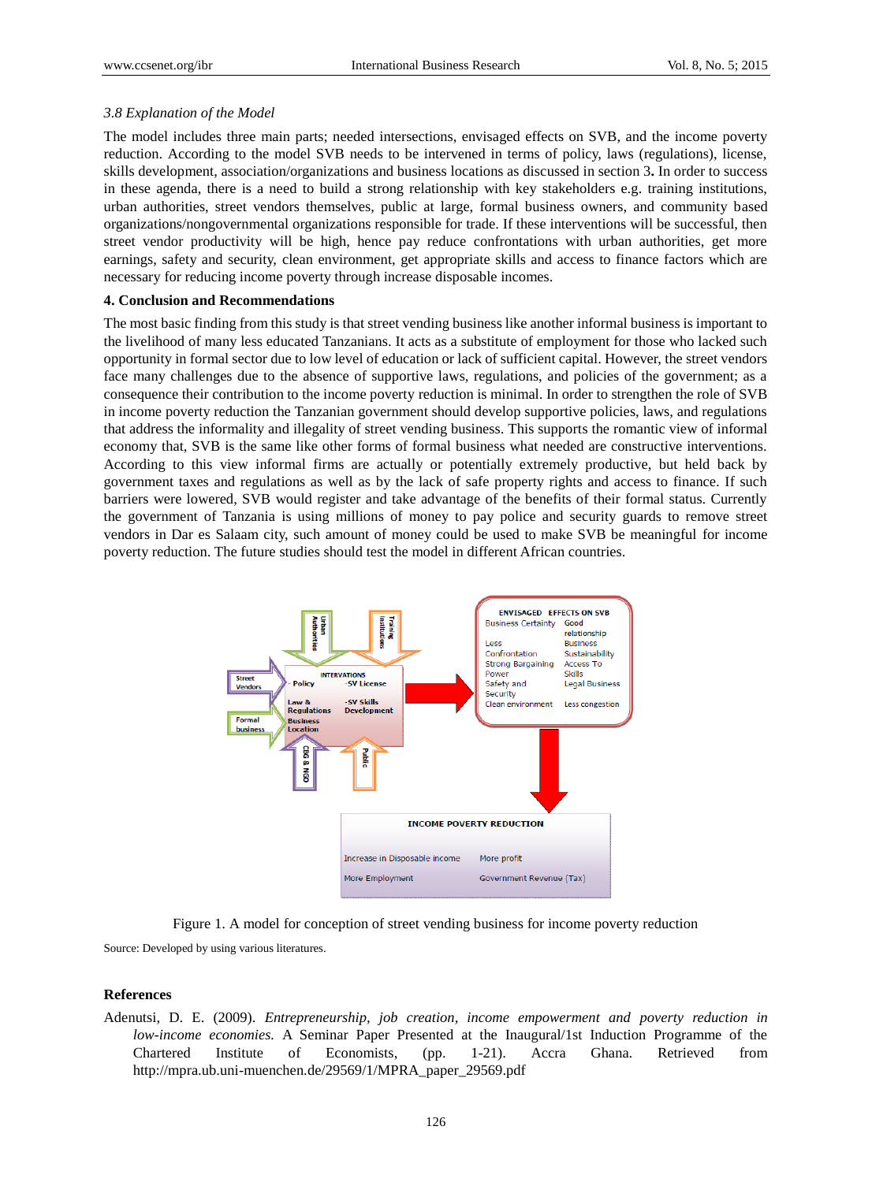### 3.8 Explanation of the Model

The model includes three main parts; needed intersections, envisaged effects on SVB, and the income poverty reduction. According to the model SVB needs to be intervened in terms of policy, laws (regulations), license, skills development, association/organizations and business locations as discussed in section 3**.** In order to success in these agenda, there is a need to build a strong relationship with key stakeholders e.g. training institutions, urban authorities, street vendors themselves, public at large, formal business owners, and community based organizations/nongovernmental organizations responsible for trade. If these interventions will be successful, then street vendor productivity will be high, hence pay reduce confrontations with urban authorities, get more earnings, safety and security, clean environment, get appropriate skills and access to finance factors which are necessary for reducing income poverty through increase disposable incomes.

## 4. Conclusion and Recommendations

The most basic finding from this study is that street vending business like another informal business is important to the livelihood of many less educated Tanzanians. It acts as a substitute of employment for those who lacked such opportunity in formal sector due to low level of education or lack of sufficient capital. However, the street vendors face many challenges due to the absence of supportive laws, regulations, and policies of the government; as a consequence their contribution to the income poverty reduction is minimal. In order to strengthen the role of SVB in income poverty reduction the Tanzanian government should develop supportive policies, laws, and regulations that address the informality and illegality of street vending business. This supports the romantic view of informal economy that, SVB is the same like other forms of formal business what needed are constructive interventions. According to this view informal firms are actually or potentially extremely productive, but held back by government taxes and regulations as well as by the lack of safe property rights and access to finance. If such barriers were lowered, SVB would register and take advantage of the benefits of their formal status. Currently the government of Tanzania is using millions of money to pay police and security guards to remove street vendors in Dar es Salaam city, such amount of money could be used to make SVB be meaningful for income poverty reduction. The future studies should test the model in different African countries.

Urban Authorities
Training Institutions
Street Vendors
Formal business
CBO & NGO
Public
INTERVATIONS
- Policy
-SV License
Law & Regulations
-SV Skills Development
Business Location
ENVISAGED EFFECTS ON SVB
Business Certainty
Good relationship
Less Confrontation
Business Sustainability
Strong Bargaining Power
Access To Skills
Safety and Security
Legal Business
Clean environment
Less congestion
INCOME POVERTY REDUCTION
Increase in Disposable income
More profit
More Employment
Government Revenue (Tax)

Figure 1. A model for conception of street vending business for income poverty reduction

Source: Developed by using various literatures.

## References

Adenutsi, D. E. (2009). *Entrepreneurship, job creation, income empowerment and poverty reduction in low-income economies.* A Seminar Paper Presented at the Inaugural/1st Induction Programme of the Chartered Institute of Economists, (pp. 1-21). Accra Ghana. Retrieved from http://mpra.ub.uni-muenchen.de/29569/1/MPRA_paper_29569.pdf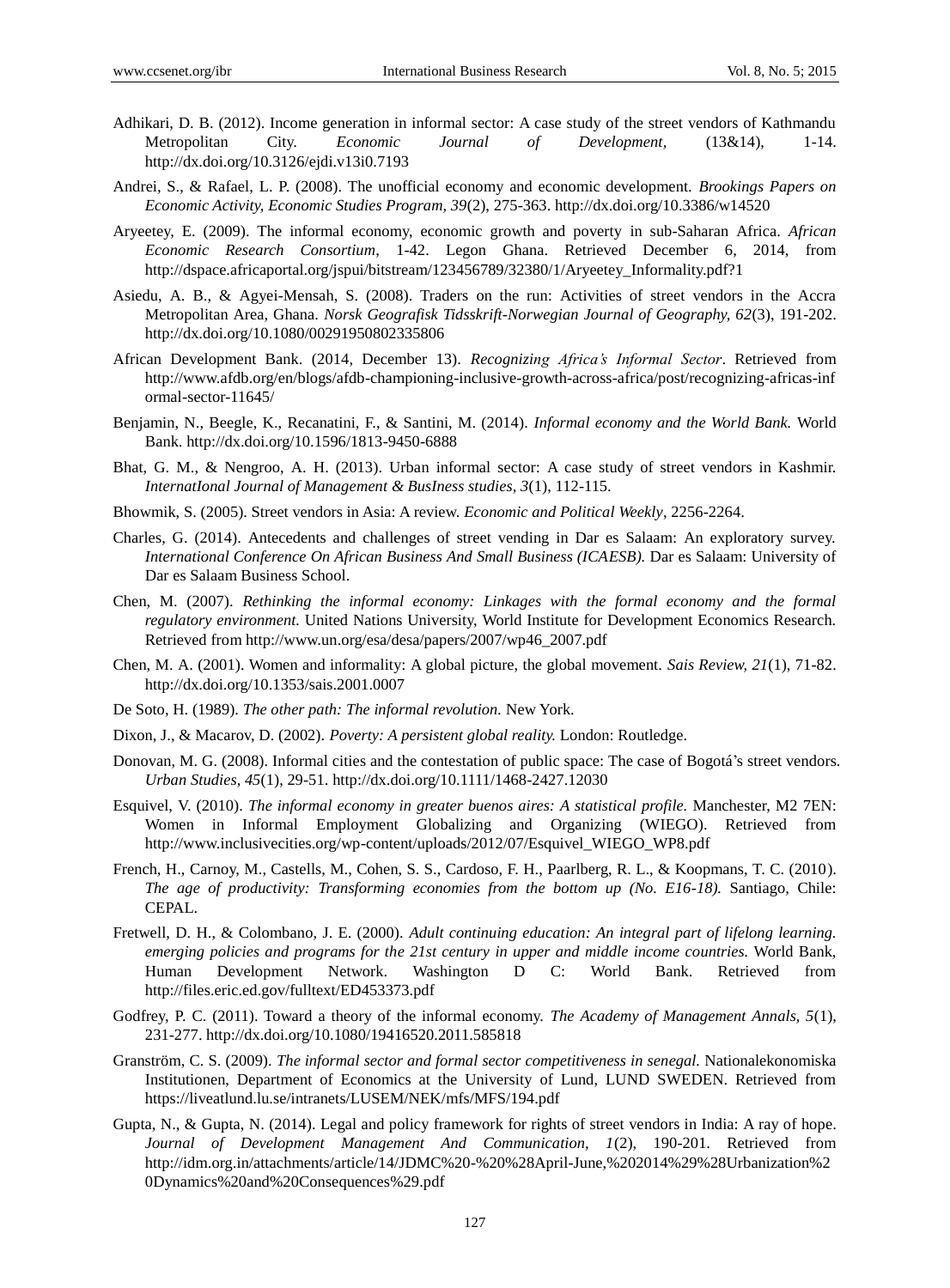Adhikari, D. B. (2012). Income generation in informal sector: A case study of the street vendors of Kathmandu Metropolitan City. *Economic Journal of Development,* (13&14), 1-14. http://dx.doi.org/10.3126/ejdi.v13i0.7193

Andrei, S., & Rafael, L. P. (2008). The unofficial economy and economic development. *Brookings Papers on Economic Activity, Economic Studies Program, 39*(2), 275-363. http://dx.doi.org/10.3386/w14520

Aryeetey, E. (2009). The informal economy, economic growth and poverty in sub-Saharan Africa. *African Economic Research Consortium*, 1-42. Legon Ghana. Retrieved December 6, 2014, from http://dspace.africaportal.org/jspui/bitstream/123456789/32380/1/Aryeetey_Informality.pdf?1

Asiedu, A. B., & Agyei-Mensah, S. (2008). Traders on the run: Activities of street vendors in the Accra Metropolitan Area, Ghana. *Norsk Geografisk Tidsskrift-Norwegian Journal of Geography, 62*(3), 191-202. http://dx.doi.org/10.1080/00291950802335806

African Development Bank. (2014, December 13). *Recognizing Africa's Informal Sector*. Retrieved from http://www.afdb.org/en/blogs/afdb-championing-inclusive-growth-across-africa/post/recognizing-africas-informal-sector-11645/

Benjamin, N., Beegle, K., Recanatini, F., & Santini, M. (2014). *Informal economy and the World Bank.* World Bank. http://dx.doi.org/10.1596/1813-9450-6888

Bhat, G. M., & Nengroo, A. H. (2013). Urban informal sector: A case study of street vendors in Kashmir. *InternatIonal Journal of Management & BusIness studies, 3*(1), 112-115.

Bhowmik, S. (2005). Street vendors in Asia: A review. *Economic and Political Weekly*, 2256-2264.

Charles, G. (2014). Antecedents and challenges of street vending in Dar es Salaam: An exploratory survey. *International Conference On African Business And Small Business (ICAESB).* Dar es Salaam: University of Dar es Salaam Business School.

Chen, M. (2007). *Rethinking the informal economy: Linkages with the formal economy and the formal regulatory environment.* United Nations University, World Institute for Development Economics Research. Retrieved from http://www.un.org/esa/desa/papers/2007/wp46_2007.pdf

Chen, M. A. (2001). Women and informality: A global picture, the global movement. *Sais Review, 21*(1), 71-82. http://dx.doi.org/10.1353/sais.2001.0007

De Soto, H. (1989). *The other path: The informal revolution.* New York.

Dixon, J., & Macarov, D. (2002). *Poverty: A persistent global reality.* London: Routledge.

Donovan, M. G. (2008). Informal cities and the contestation of public space: The case of Bogotá's street vendors. *Urban Studies, 45*(1), 29-51. http://dx.doi.org/10.1111/1468-2427.12030

Esquivel, V. (2010). *The informal economy in greater buenos aires: A statistical profile.* Manchester, M2 7EN: Women in Informal Employment Globalizing and Organizing (WIEGO). Retrieved from http://www.inclusivecities.org/wp-content/uploads/2012/07/Esquivel_WIEGO_WP8.pdf

French, H., Carnoy, M., Castells, M., Cohen, S. S., Cardoso, F. H., Paarlberg, R. L., & Koopmans, T. C. (2010). *The age of productivity: Transforming economies from the bottom up (No. E16-18).* Santiago, Chile: CEPAL.

Fretwell, D. H., & Colombano, J. E. (2000). *Adult continuing education: An integral part of lifelong learning. emerging policies and programs for the 21st century in upper and middle income countries.* World Bank, Human Development Network. Washington D C: World Bank. Retrieved from http://files.eric.ed.gov/fulltext/ED453373.pdf

Godfrey, P. C. (2011). Toward a theory of the informal economy. *The Academy of Management Annals, 5*(1), 231-277. http://dx.doi.org/10.1080/19416520.2011.585818

Granström, C. S. (2009). *The informal sector and formal sector competitiveness in senegal.* Nationalekonomiska Institutionen, Department of Economics at the University of Lund, LUND SWEDEN. Retrieved from https://liveatlund.lu.se/intranets/LUSEM/NEK/mfs/MFS/194.pdf

Gupta, N., & Gupta, N. (2014). Legal and policy framework for rights of street vendors in India: A ray of hope. *Journal of Development Management And Communication, 1*(2), 190-201. Retrieved from http://idm.org.in/attachments/article/14/JDMC%20-%20%28April-June,%202014%29%28Urbanization%20Dynamics%20and%20Consequences%29.pdf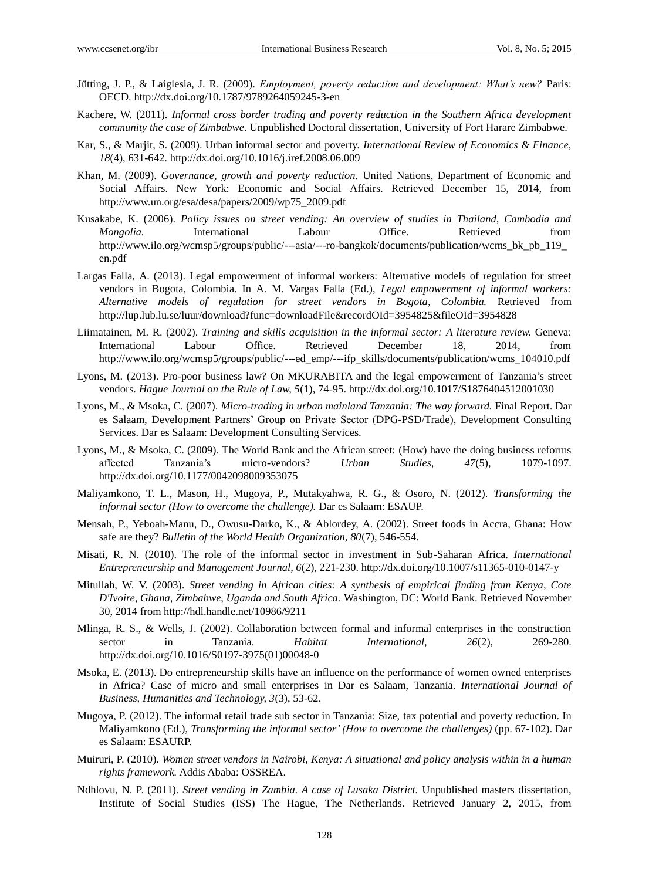Jütting, J. P., & Laiglesia, J. R. (2009). *Employment, poverty reduction and development: What's new?* Paris: OECD. http://dx.doi.org/10.1787/9789264059245-3-en

Kachere, W. (2011). *Informal cross border trading and poverty reduction in the Southern Africa development community the case of Zimbabwe.* Unpublished Doctoral dissertation, University of Fort Harare Zimbabwe.

Kar, S., & Marjit, S. (2009). Urban informal sector and poverty. *International Review of Economics & Finance, 18*(4), 631-642. http://dx.doi.org/10.1016/j.iref.2008.06.009

Khan, M. (2009). *Governance, growth and poverty reduction.* United Nations, Department of Economic and Social Affairs. New York: Economic and Social Affairs. Retrieved December 15, 2014, from http://www.un.org/esa/desa/papers/2009/wp75_2009.pdf

Kusakabe, K. (2006). *Policy issues on street vending: An overview of studies in Thailand, Cambodia and Mongolia.* International Labour Office. Retrieved from http://www.ilo.org/wcmsp5/groups/public/---asia/---ro-bangkok/documents/publication/wcms_bk_pb_119_en.pdf

Largas Falla, A. (2013). Legal empowerment of informal workers: Alternative models of regulation for street vendors in Bogota, Colombia. In A. M. Vargas Falla (Ed.), *Legal empowerment of informal workers: Alternative models of regulation for street vendors in Bogota, Colombia.* Retrieved from http://lup.lub.lu.se/luur/download?func=downloadFile&recordOId=3954825&fileOId=3954828

Liimatainen, M. R. (2002). *Training and skills acquisition in the informal sector: A literature review.* Geneva: International Labour Office. Retrieved December 18, 2014, from http://www.ilo.org/wcmsp5/groups/public/---ed_emp/---ifp_skills/documents/publication/wcms_104010.pdf

Lyons, M. (2013). Pro-poor business law? On MKURABITA and the legal empowerment of Tanzania's street vendors. *Hague Journal on the Rule of Law, 5*(1), 74-95. http://dx.doi.org/10.1017/S1876404512001030

Lyons, M., & Msoka, C. (2007). *Micro-trading in urban mainland Tanzania: The way forward.* Final Report. Dar es Salaam, Development Partners' Group on Private Sector (DPG-PSD/Trade), Development Consulting Services. Dar es Salaam: Development Consulting Services.

Lyons, M., & Msoka, C. (2009). The World Bank and the African street: (How) have the doing business reforms affected Tanzania's micro-vendors? *Urban Studies, 47*(5), 1079-1097. http://dx.doi.org/10.1177/0042098009353075

Maliyamkono, T. L., Mason, H., Mugoya, P., Mutakyahwa, R. G., & Osoro, N. (2012). *Transforming the informal sector (How to overcome the challenge).* Dar es Salaam: ESAUP.

Mensah, P., Yeboah-Manu, D., Owusu-Darko, K., & Ablordey, A. (2002). Street foods in Accra, Ghana: How safe are they? *Bulletin of the World Health Organization, 80*(7), 546-554.

Misati, R. N. (2010). The role of the informal sector in investment in Sub-Saharan Africa. *International Entrepreneurship and Management Journal, 6*(2), 221-230. http://dx.doi.org/10.1007/s11365-010-0147-y

Mitullah, W. V. (2003). *Street vending in African cities: A synthesis of empirical finding from Kenya, Cote D'Ivoire, Ghana, Zimbabwe, Uganda and South Africa.* Washington, DC: World Bank. Retrieved November 30, 2014 from http://hdl.handle.net/10986/9211

Mlinga, R. S., & Wells, J. (2002). Collaboration between formal and informal enterprises in the construction sector in Tanzania. *Habitat International, 26*(2), 269-280. http://dx.doi.org/10.1016/S0197-3975(01)00048-0

Msoka, E. (2013). Do entrepreneurship skills have an influence on the performance of women owned enterprises in Africa? Case of micro and small enterprises in Dar es Salaam, Tanzania. *International Journal of Business, Humanities and Technology, 3*(3), 53-62.

Mugoya, P. (2012). The informal retail trade sub sector in Tanzania: Size, tax potential and poverty reduction. In Maliyamkono (Ed.), *Transforming the informal sector' (How to overcome the challenges)* (pp. 67-102). Dar es Salaam: ESAURP.

Muiruri, P. (2010). *Women street vendors in Nairobi, Kenya: A situational and policy analysis within in a human rights framework.* Addis Ababa: OSSREA.

Ndhlovu, N. P. (2011). *Street vending in Zambia. A case of Lusaka District.* Unpublished masters dissertation, Institute of Social Studies (ISS) The Hague, The Netherlands. Retrieved January 2, 2015, from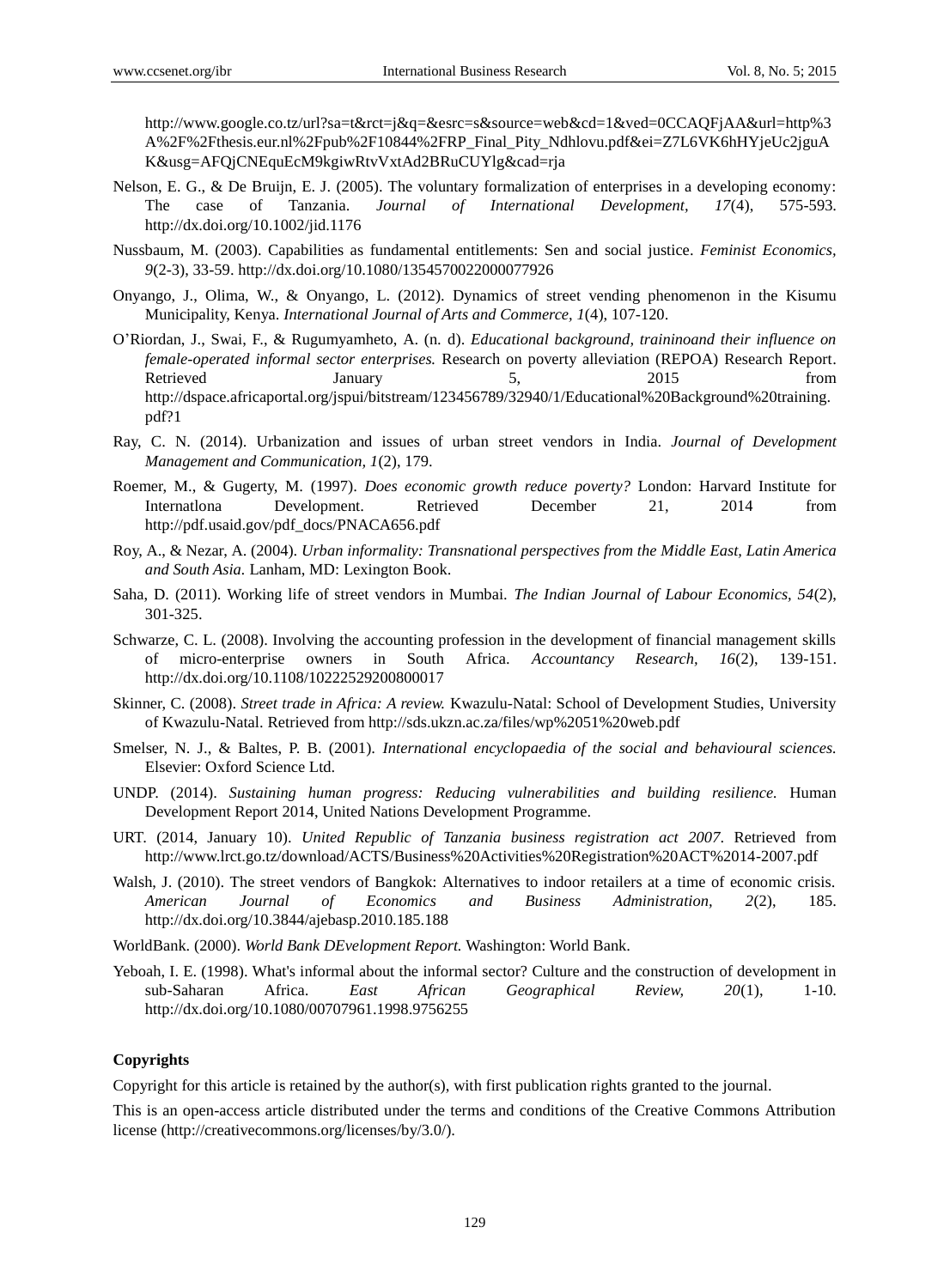http://www.google.co.tz/url?sa=t&rct=j&q=&esrc=s&source=web&cd=1&ved=0CCAQFjAA&url=http%3A%2F%2Fthesis.eur.nl%2Fpub%2F10844%2FRP_Final_Pity_Ndhlovu.pdf&ei=Z7L6VK6hHYjeUc2jguAK&usg=AFQjCNEquEcM9kgiwRtvVxtAd2BRuCUYlg&cad=rja

Nelson, E. G., & De Bruijn, E. J. (2005). The voluntary formalization of enterprises in a developing economy: The case of Tanzania. *Journal of International Development, 17*(4), 575-593. http://dx.doi.org/10.1002/jid.1176

Nussbaum, M. (2003). Capabilities as fundamental entitlements: Sen and social justice. *Feminist Economics, 9*(2-3), 33-59. http://dx.doi.org/10.1080/1354570022000077926

Onyango, J., Olima, W., & Onyango, L. (2012). Dynamics of street vending phenomenon in the Kisumu Municipality, Kenya. *International Journal of Arts and Commerce, 1*(4), 107-120.

O'Riordan, J., Swai, F., & Rugumyamheto, A. (n. d). *Educational background, traininoand their influence on female-operated informal sector enterprises.* Research on poverty alleviation (REPOA) Research Report. Retrieved January 5, 2015 from http://dspace.africaportal.org/jspui/bitstream/123456789/32940/1/Educational%20Background%20training.pdf?1

Ray, C. N. (2014). Urbanization and issues of urban street vendors in India. *Journal of Development Management and Communication, 1*(2), 179.

Roemer, M., & Gugerty, M. (1997). *Does economic growth reduce poverty?* London: Harvard Institute for Internatlona Development. Retrieved December 21, 2014 from http://pdf.usaid.gov/pdf_docs/PNACA656.pdf

Roy, A., & Nezar, A. (2004). *Urban informality: Transnational perspectives from the Middle East, Latin America and South Asia.* Lanham, MD: Lexington Book.

Saha, D. (2011). Working life of street vendors in Mumbai. *The Indian Journal of Labour Economics, 54*(2), 301-325.

Schwarze, C. L. (2008). Involving the accounting profession in the development of financial management skills of micro-enterprise owners in South Africa. *Accountancy Research, 16*(2), 139-151. http://dx.doi.org/10.1108/10222529200800017

Skinner, C. (2008). *Street trade in Africa: A review.* Kwazulu-Natal: School of Development Studies, University of Kwazulu-Natal. Retrieved from http://sds.ukzn.ac.za/files/wp%2051%20web.pdf

Smelser, N. J., & Baltes, P. B. (2001). *International encyclopaedia of the social and behavioural sciences.* Elsevier: Oxford Science Ltd.

UNDP. (2014). *Sustaining human progress: Reducing vulnerabilities and building resilience.* Human Development Report 2014, United Nations Development Programme.

URT. (2014, January 10). *United Republic of Tanzania business registration act 2007.* Retrieved from http://www.lrct.go.tz/download/ACTS/Business%20Activities%20Registration%20ACT%2014-2007.pdf

Walsh, J. (2010). The street vendors of Bangkok: Alternatives to indoor retailers at a time of economic crisis. *American Journal of Economics and Business Administration, 2*(2), 185. http://dx.doi.org/10.3844/ajebasp.2010.185.188

WorldBank. (2000). *World Bank DEvelopment Report.* Washington: World Bank.

Yeboah, I. E. (1998). What's informal about the informal sector? Culture and the construction of development in sub-Saharan Africa. *East African Geographical Review, 20*(1), 1-10. http://dx.doi.org/10.1080/00707961.1998.9756255

**Copyrights**

Copyright for this article is retained by the author(s), with first publication rights granted to the journal.

This is an open-access article distributed under the terms and conditions of the Creative Commons Attribution license (http://creativecommons.org/licenses/by/3.0/).